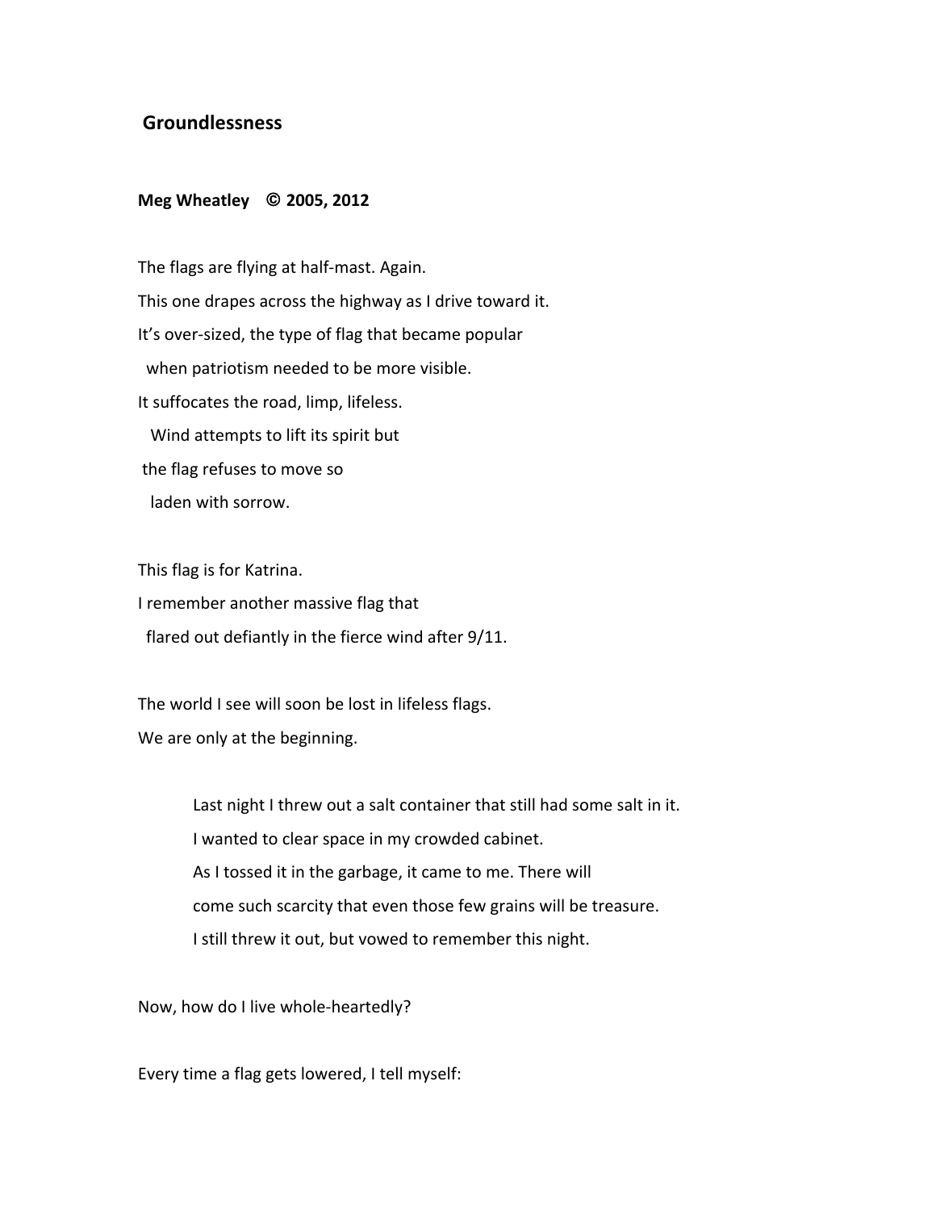# Groundlessness

**Meg Wheatley © 2005, 2012**

The flags are flying at half-mast. Again.  
This one drapes across the highway as I drive toward it.  
It's over-sized, the type of flag that became popular  
  when patriotism needed to be more visible.  
It suffocates the road, limp, lifeless.  
  Wind attempts to lift its spirit but  
 the flag refuses to move so  
  laden with sorrow.

This flag is for Katrina.  
I remember another massive flag that  
  flared out defiantly in the fierce wind after 9/11.

The world I see will soon be lost in lifeless flags.  
We are only at the beginning.

> Last night I threw out a salt container that still had some salt in it.  
> I wanted to clear space in my crowded cabinet.  
> As I tossed it in the garbage, it came to me. There will  
> come such scarcity that even those few grains will be treasure.  
> I still threw it out, but vowed to remember this night.

Now, how do I live whole-heartedly?

Every time a flag gets lowered, I tell myself: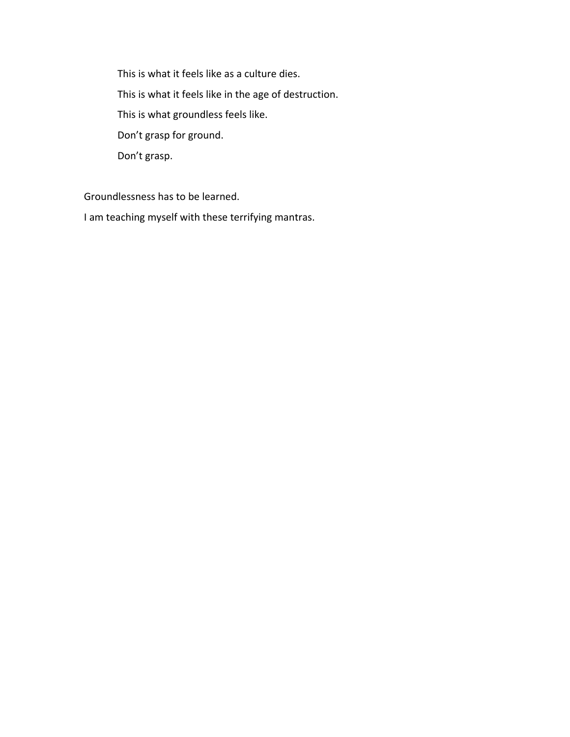> This is what it feels like as a culture dies.
>
> This is what it feels like in the age of destruction.
>
> This is what groundless feels like.
>
> Don't grasp for ground.
>
> Don't grasp.

Groundlessness has to be learned.

I am teaching myself with these terrifying mantras.